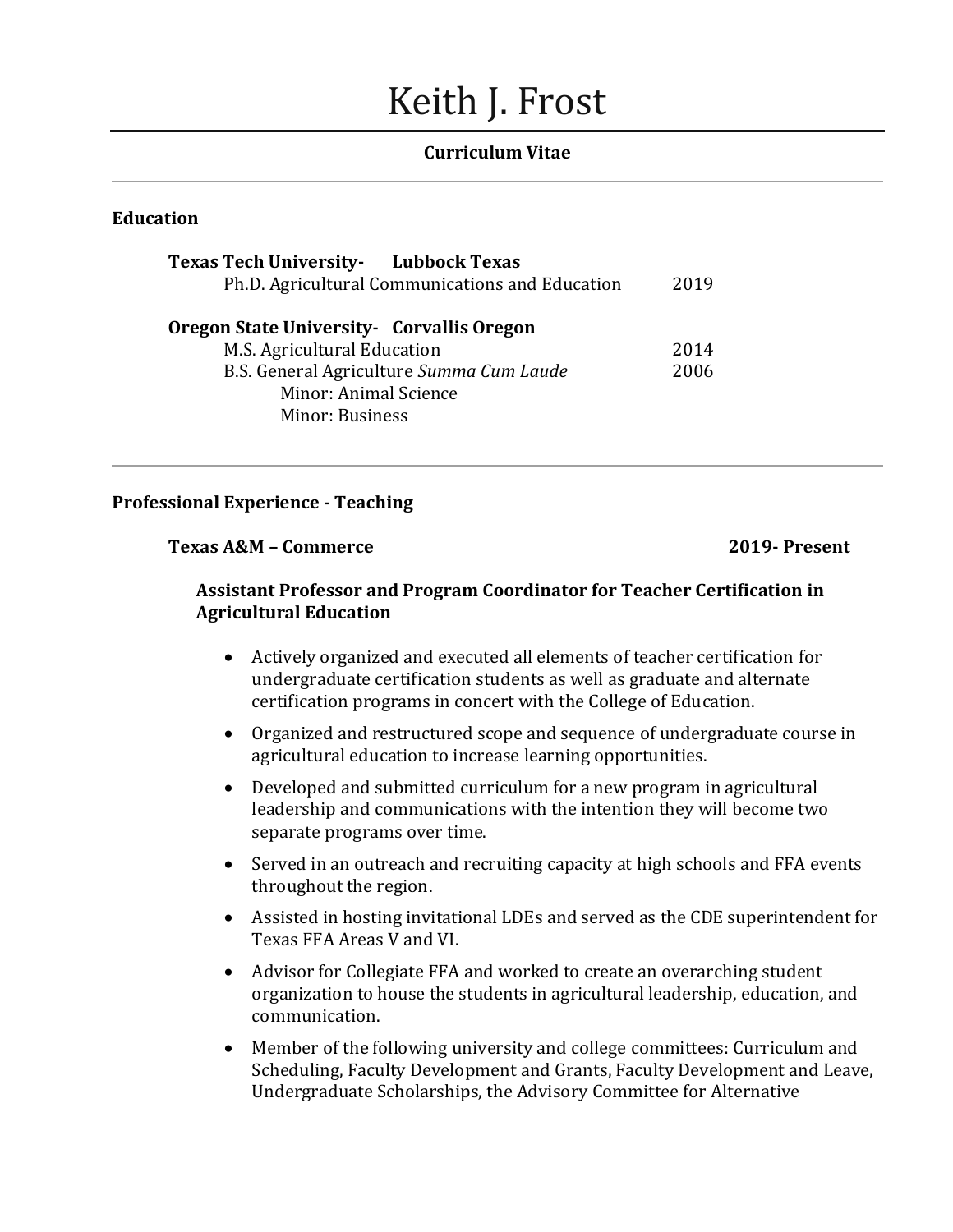# Keith J. Frost

**Curriculum Vitae**

---

## Education

**Texas Tech University- Lubbock Texas**
Ph.D. Agricultural Communications and Education 2019

**Oregon State University- Corvallis Oregon**
M.S. Agricultural Education 2014
B.S. General Agriculture *Summa Cum Laude* 2006
Minor: Animal Science
Minor: Business

---

## Professional Experience - Teaching

### Texas A&M – Commerce 2019- Present

#### Assistant Professor and Program Coordinator for Teacher Certification in Agricultural Education

- Actively organized and executed all elements of teacher certification for undergraduate certification students as well as graduate and alternate certification programs in concert with the College of Education.
- Organized and restructured scope and sequence of undergraduate course in agricultural education to increase learning opportunities.
- Developed and submitted curriculum for a new program in agricultural leadership and communications with the intention they will become two separate programs over time.
- Served in an outreach and recruiting capacity at high schools and FFA events throughout the region.
- Assisted in hosting invitational LDEs and served as the CDE superintendent for Texas FFA Areas V and VI.
- Advisor for Collegiate FFA and worked to create an overarching student organization to house the students in agricultural leadership, education, and communication.
- Member of the following university and college committees: Curriculum and Scheduling, Faculty Development and Grants, Faculty Development and Leave, Undergraduate Scholarships, the Advisory Committee for Alternative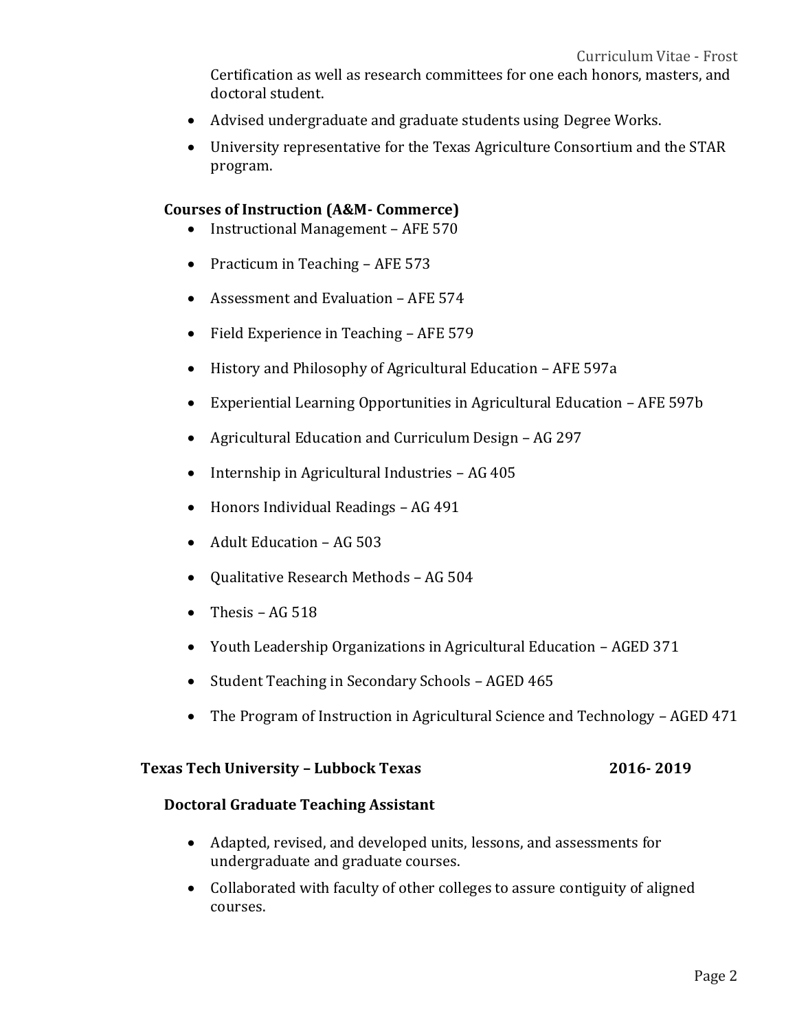Certification as well as research committees for one each honors, masters, and doctoral student.

- Advised undergraduate and graduate students using Degree Works.
- University representative for the Texas Agriculture Consortium and the STAR program.

### Courses of Instruction (A&M- Commerce)

- Instructional Management – AFE 570
- Practicum in Teaching – AFE 573
- Assessment and Evaluation – AFE 574
- Field Experience in Teaching – AFE 579
- History and Philosophy of Agricultural Education – AFE 597a
- Experiential Learning Opportunities in Agricultural Education – AFE 597b
- Agricultural Education and Curriculum Design – AG 297
- Internship in Agricultural Industries – AG 405
- Honors Individual Readings – AG 491
- Adult Education – AG 503
- Qualitative Research Methods – AG 504
- Thesis – AG 518
- Youth Leadership Organizations in Agricultural Education – AGED 371
- Student Teaching in Secondary Schools – AGED 465
- The Program of Instruction in Agricultural Science and Technology – AGED 471

## Texas Tech University – Lubbock Texas 2016- 2019

### Doctoral Graduate Teaching Assistant

- Adapted, revised, and developed units, lessons, and assessments for undergraduate and graduate courses.
- Collaborated with faculty of other colleges to assure contiguity of aligned courses.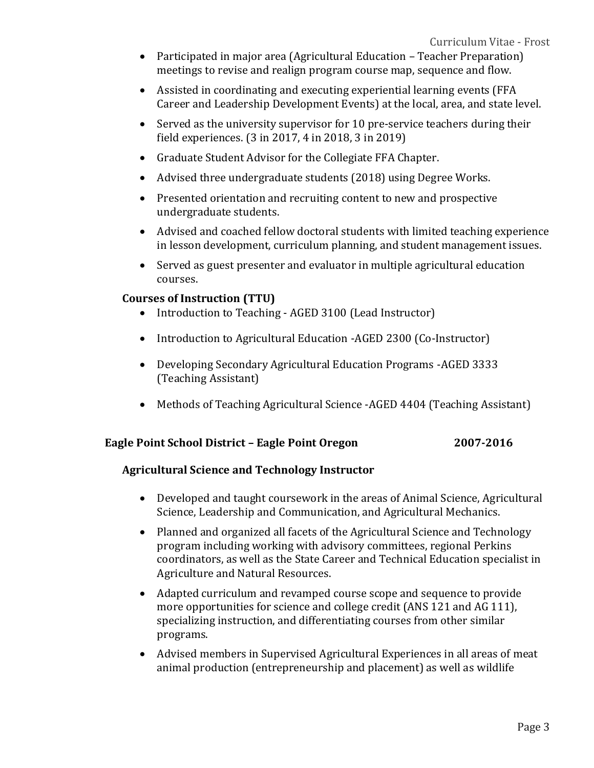- Participated in major area (Agricultural Education – Teacher Preparation) meetings to revise and realign program course map, sequence and flow.
- Assisted in coordinating and executing experiential learning events (FFA Career and Leadership Development Events) at the local, area, and state level.
- Served as the university supervisor for 10 pre-service teachers during their field experiences. (3 in 2017, 4 in 2018, 3 in 2019)
- Graduate Student Advisor for the Collegiate FFA Chapter.
- Advised three undergraduate students (2018) using Degree Works.
- Presented orientation and recruiting content to new and prospective undergraduate students.
- Advised and coached fellow doctoral students with limited teaching experience in lesson development, curriculum planning, and student management issues.
- Served as guest presenter and evaluator in multiple agricultural education courses.

**Courses of Instruction (TTU)**

- Introduction to Teaching - AGED 3100 (Lead Instructor)
- Introduction to Agricultural Education -AGED 2300 (Co-Instructor)
- Developing Secondary Agricultural Education Programs -AGED 3333 (Teaching Assistant)
- Methods of Teaching Agricultural Science -AGED 4404 (Teaching Assistant)

**Eagle Point School District – Eagle Point Oregon 2007-2016**

**Agricultural Science and Technology Instructor**

- Developed and taught coursework in the areas of Animal Science, Agricultural Science, Leadership and Communication, and Agricultural Mechanics.
- Planned and organized all facets of the Agricultural Science and Technology program including working with advisory committees, regional Perkins coordinators, as well as the State Career and Technical Education specialist in Agriculture and Natural Resources.
- Adapted curriculum and revamped course scope and sequence to provide more opportunities for science and college credit (ANS 121 and AG 111), specializing instruction, and differentiating courses from other similar programs.
- Advised members in Supervised Agricultural Experiences in all areas of meat animal production (entrepreneurship and placement) as well as wildlife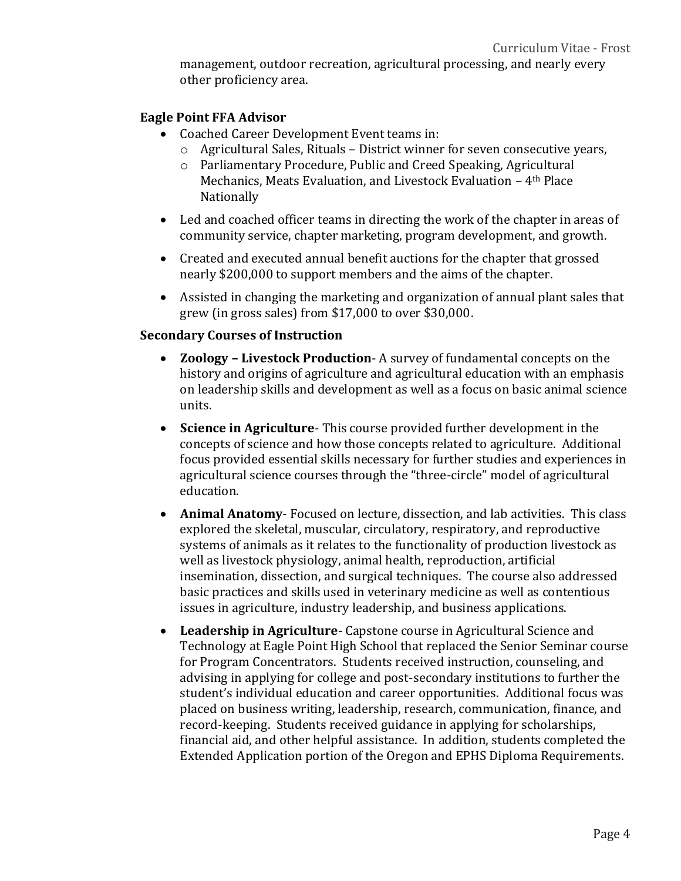management, outdoor recreation, agricultural processing, and nearly every other proficiency area.

**Eagle Point FFA Advisor**

- Coached Career Development Event teams in:
  - Agricultural Sales, Rituals – District winner for seven consecutive years,
  - Parliamentary Procedure, Public and Creed Speaking, Agricultural Mechanics, Meats Evaluation, and Livestock Evaluation – 4th Place Nationally
- Led and coached officer teams in directing the work of the chapter in areas of community service, chapter marketing, program development, and growth.
- Created and executed annual benefit auctions for the chapter that grossed nearly $200,000 to support members and the aims of the chapter.
- Assisted in changing the marketing and organization of annual plant sales that grew (in gross sales) from $17,000 to over $30,000.

**Secondary Courses of Instruction**

- **Zoology – Livestock Production**- A survey of fundamental concepts on the history and origins of agriculture and agricultural education with an emphasis on leadership skills and development as well as a focus on basic animal science units.
- **Science in Agriculture**- This course provided further development in the concepts of science and how those concepts related to agriculture. Additional focus provided essential skills necessary for further studies and experiences in agricultural science courses through the "three-circle" model of agricultural education.
- **Animal Anatomy**- Focused on lecture, dissection, and lab activities. This class explored the skeletal, muscular, circulatory, respiratory, and reproductive systems of animals as it relates to the functionality of production livestock as well as livestock physiology, animal health, reproduction, artificial insemination, dissection, and surgical techniques. The course also addressed basic practices and skills used in veterinary medicine as well as contentious issues in agriculture, industry leadership, and business applications.
- **Leadership in Agriculture**- Capstone course in Agricultural Science and Technology at Eagle Point High School that replaced the Senior Seminar course for Program Concentrators. Students received instruction, counseling, and advising in applying for college and post-secondary institutions to further the student's individual education and career opportunities. Additional focus was placed on business writing, leadership, research, communication, finance, and record-keeping. Students received guidance in applying for scholarships, financial aid, and other helpful assistance. In addition, students completed the Extended Application portion of the Oregon and EPHS Diploma Requirements.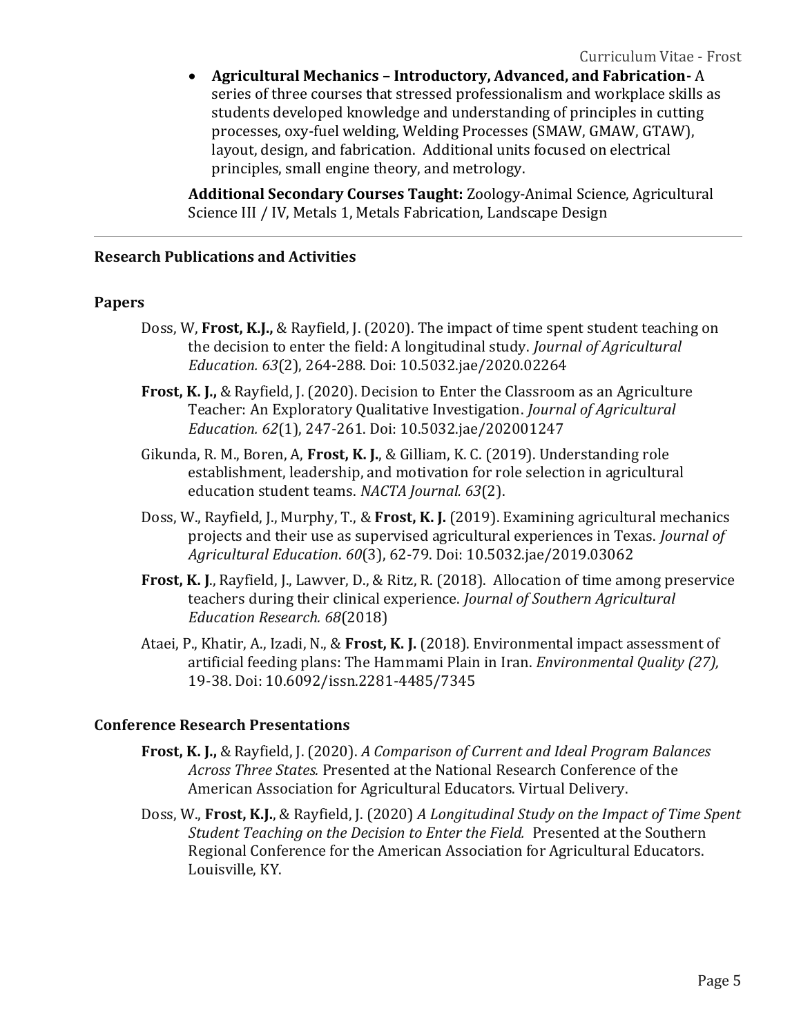- **Agricultural Mechanics – Introductory, Advanced, and Fabrication-** A series of three courses that stressed professionalism and workplace skills as students developed knowledge and understanding of principles in cutting processes, oxy-fuel welding, Welding Processes (SMAW, GMAW, GTAW), layout, design, and fabrication. Additional units focused on electrical principles, small engine theory, and metrology.

**Additional Secondary Courses Taught:** Zoology-Animal Science, Agricultural Science III / IV, Metals 1, Metals Fabrication, Landscape Design

---

## Research Publications and Activities

### Papers

Doss, W, **Frost, K.J.,** & Rayfield, J. (2020). The impact of time spent student teaching on the decision to enter the field: A longitudinal study. *Journal of Agricultural Education. 63*(2), 264-288. Doi: 10.5032.jae/2020.02264

**Frost, K. J.,** & Rayfield, J. (2020). Decision to Enter the Classroom as an Agriculture Teacher: An Exploratory Qualitative Investigation. *Journal of Agricultural Education. 62*(1), 247-261. Doi: 10.5032.jae/202001247

Gikunda, R. M., Boren, A, **Frost, K. J.**, & Gilliam, K. C. (2019). Understanding role establishment, leadership, and motivation for role selection in agricultural education student teams. *NACTA Journal. 63*(2).

Doss, W., Rayfield, J., Murphy, T., & **Frost, K. J.** (2019). Examining agricultural mechanics projects and their use as supervised agricultural experiences in Texas. *Journal of Agricultural Education. 60*(3), 62-79. Doi: 10.5032.jae/2019.03062

**Frost, K. J**., Rayfield, J., Lawver, D., & Ritz, R. (2018). Allocation of time among preservice teachers during their clinical experience. *Journal of Southern Agricultural Education Research. 68*(2018)

Ataei, P., Khatir, A., Izadi, N., & **Frost, K. J.** (2018). Environmental impact assessment of artificial feeding plans: The Hammami Plain in Iran. *Environmental Quality (27),* 19-38. Doi: 10.6092/issn.2281-4485/7345

### Conference Research Presentations

**Frost, K. J.,** & Rayfield, J. (2020). *A Comparison of Current and Ideal Program Balances Across Three States.* Presented at the National Research Conference of the American Association for Agricultural Educators. Virtual Delivery.

Doss, W., **Frost, K.J.**, & Rayfield, J. (2020) *A Longitudinal Study on the Impact of Time Spent Student Teaching on the Decision to Enter the Field.* Presented at the Southern Regional Conference for the American Association for Agricultural Educators. Louisville, KY.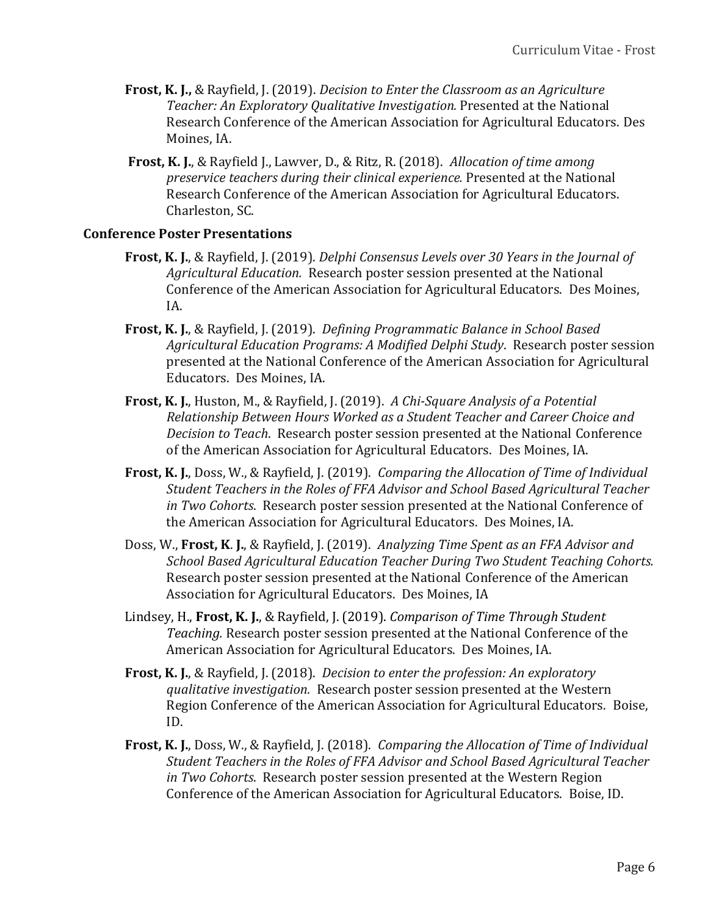**Frost, K. J.,** & Rayfield, J. (2019). *Decision to Enter the Classroom as an Agriculture Teacher: An Exploratory Qualitative Investigation.* Presented at the National Research Conference of the American Association for Agricultural Educators. Des Moines, IA.

**Frost, K. J.**, & Rayfield J., Lawver, D., & Ritz, R. (2018). *Allocation of time among preservice teachers during their clinical experience.* Presented at the National Research Conference of the American Association for Agricultural Educators. Charleston, SC.

### Conference Poster Presentations

**Frost, K. J.**, & Rayfield, J. (2019). *Delphi Consensus Levels over 30 Years in the Journal of Agricultural Education.* Research poster session presented at the National Conference of the American Association for Agricultural Educators. Des Moines, IA.

**Frost, K. J.**, & Rayfield, J. (2019). *Defining Programmatic Balance in School Based Agricultural Education Programs: A Modified Delphi Study*. Research poster session presented at the National Conference of the American Association for Agricultural Educators. Des Moines, IA.

**Frost, K. J.**, Huston, M., & Rayfield, J. (2019). *A Chi-Square Analysis of a Potential Relationship Between Hours Worked as a Student Teacher and Career Choice and Decision to Teach*. Research poster session presented at the National Conference of the American Association for Agricultural Educators. Des Moines, IA.

**Frost, K. J.**, Doss, W., & Rayfield, J. (2019). *Comparing the Allocation of Time of Individual Student Teachers in the Roles of FFA Advisor and School Based Agricultural Teacher in Two Cohorts*. Research poster session presented at the National Conference of the American Association for Agricultural Educators. Des Moines, IA.

Doss, W., **Frost, K. J.**, & Rayfield, J. (2019). *Analyzing Time Spent as an FFA Advisor and School Based Agricultural Education Teacher During Two Student Teaching Cohorts.* Research poster session presented at the National Conference of the American Association for Agricultural Educators. Des Moines, IA

Lindsey, H., **Frost, K. J.**, & Rayfield, J. (2019). *Comparison of Time Through Student Teaching.* Research poster session presented at the National Conference of the American Association for Agricultural Educators. Des Moines, IA.

**Frost, K. J.**, & Rayfield, J. (2018). *Decision to enter the profession: An exploratory qualitative investigation.* Research poster session presented at the Western Region Conference of the American Association for Agricultural Educators. Boise, ID.

**Frost, K. J.**, Doss, W., & Rayfield, J. (2018). *Comparing the Allocation of Time of Individual Student Teachers in the Roles of FFA Advisor and School Based Agricultural Teacher in Two Cohorts*. Research poster session presented at the Western Region Conference of the American Association for Agricultural Educators. Boise, ID.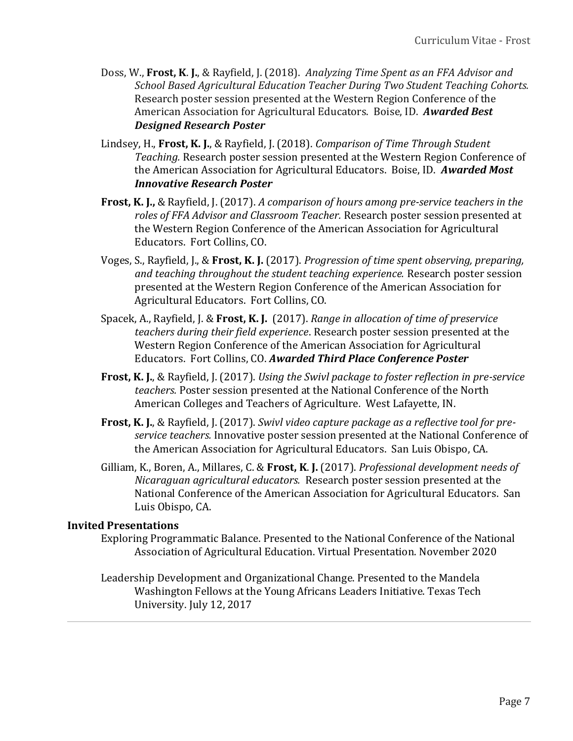Doss, W., **Frost, K. J.**, & Rayfield, J. (2018). *Analyzing Time Spent as an FFA Advisor and School Based Agricultural Education Teacher During Two Student Teaching Cohorts.* Research poster session presented at the Western Region Conference of the American Association for Agricultural Educators. Boise, ID. ***Awarded Best Designed Research Poster***

Lindsey, H., **Frost, K. J.**, & Rayfield, J. (2018). *Comparison of Time Through Student Teaching.* Research poster session presented at the Western Region Conference of the American Association for Agricultural Educators. Boise, ID. ***Awarded Most Innovative Research Poster***

**Frost, K. J.,** & Rayfield, J. (2017). *A comparison of hours among pre-service teachers in the roles of FFA Advisor and Classroom Teacher.* Research poster session presented at the Western Region Conference of the American Association for Agricultural Educators. Fort Collins, CO.

Voges, S., Rayfield, J., & **Frost, K. J.** (2017). *Progression of time spent observing, preparing, and teaching throughout the student teaching experience.* Research poster session presented at the Western Region Conference of the American Association for Agricultural Educators. Fort Collins, CO.

Spacek, A., Rayfield, J. & **Frost, K. J.** (2017). *Range in allocation of time of preservice teachers during their field experience*. Research poster session presented at the Western Region Conference of the American Association for Agricultural Educators. Fort Collins, CO. ***Awarded Third Place Conference Poster***

**Frost, K. J.**, & Rayfield, J. (2017). *Using the Swivl package to foster reflection in pre-service teachers.* Poster session presented at the National Conference of the North American Colleges and Teachers of Agriculture. West Lafayette, IN.

**Frost, K. J.**, & Rayfield, J. (2017). *Swivl video capture package as a reflective tool for pre-service teachers.* Innovative poster session presented at the National Conference of the American Association for Agricultural Educators. San Luis Obispo, CA.

Gilliam, K., Boren, A., Millares, C. & **Frost, K. J.** (2017). *Professional development needs of Nicaraguan agricultural educators.* Research poster session presented at the National Conference of the American Association for Agricultural Educators. San Luis Obispo, CA.

### Invited Presentations

Exploring Programmatic Balance. Presented to the National Conference of the National Association of Agricultural Education. Virtual Presentation. November 2020

Leadership Development and Organizational Change. Presented to the Mandela Washington Fellows at the Young Africans Leaders Initiative. Texas Tech University. July 12, 2017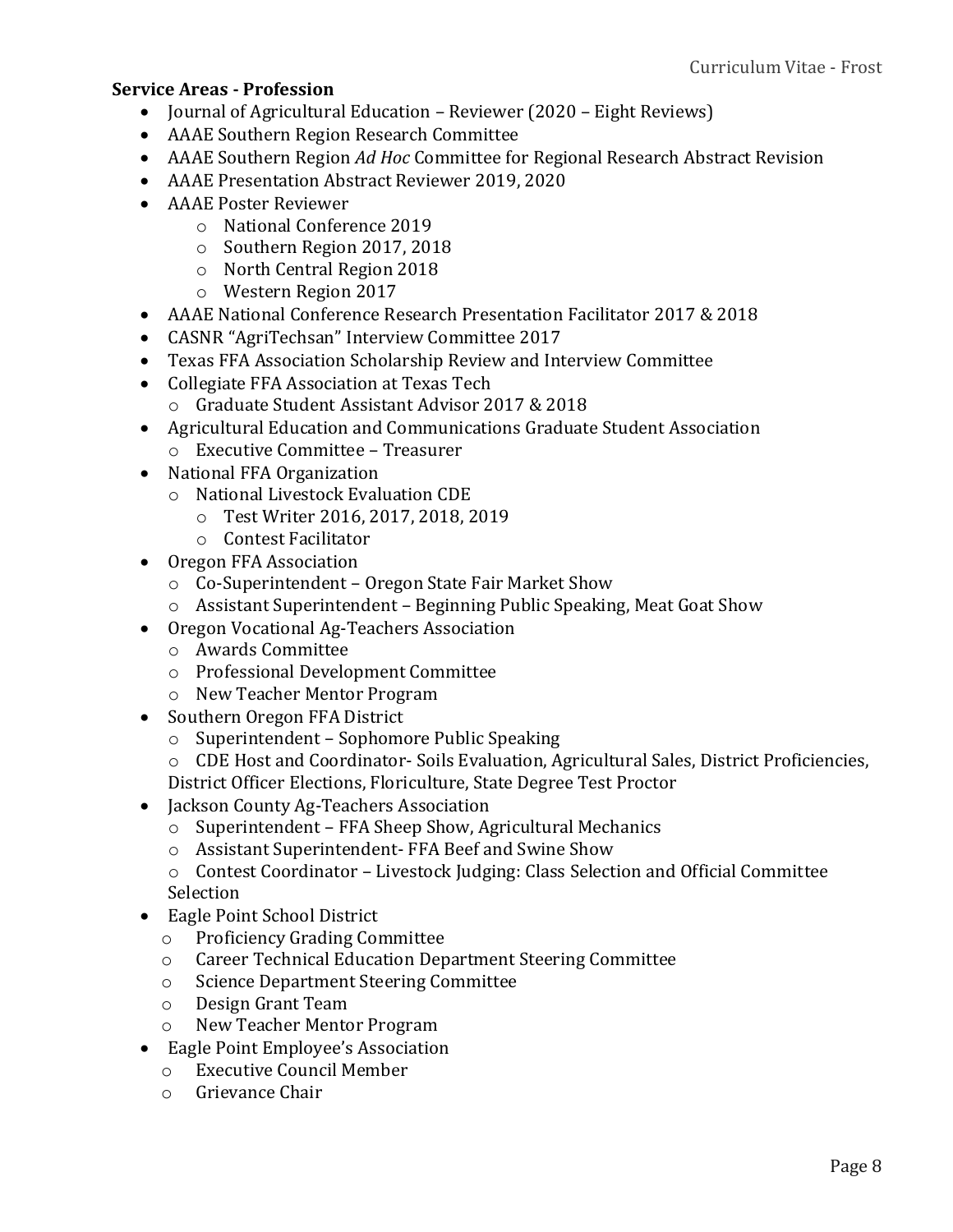**Service Areas - Profession**

- Journal of Agricultural Education – Reviewer (2020 – Eight Reviews)
- AAAE Southern Region Research Committee
- AAAE Southern Region *Ad Hoc* Committee for Regional Research Abstract Revision
- AAAE Presentation Abstract Reviewer 2019, 2020
- AAAE Poster Reviewer
  - National Conference 2019
  - Southern Region 2017, 2018
  - North Central Region 2018
  - Western Region 2017
- AAAE National Conference Research Presentation Facilitator 2017 & 2018
- CASNR "AgriTechsan" Interview Committee 2017
- Texas FFA Association Scholarship Review and Interview Committee
- Collegiate FFA Association at Texas Tech
  - Graduate Student Assistant Advisor 2017 & 2018
- Agricultural Education and Communications Graduate Student Association
  - Executive Committee – Treasurer
- National FFA Organization
  - National Livestock Evaluation CDE
    - Test Writer 2016, 2017, 2018, 2019
    - Contest Facilitator
- Oregon FFA Association
  - Co-Superintendent – Oregon State Fair Market Show
  - Assistant Superintendent – Beginning Public Speaking, Meat Goat Show
- Oregon Vocational Ag-Teachers Association
  - Awards Committee
  - Professional Development Committee
  - New Teacher Mentor Program
- Southern Oregon FFA District
  - Superintendent – Sophomore Public Speaking
  - CDE Host and Coordinator- Soils Evaluation, Agricultural Sales, District Proficiencies, District Officer Elections, Floriculture, State Degree Test Proctor
- Jackson County Ag-Teachers Association
  - Superintendent – FFA Sheep Show, Agricultural Mechanics
  - Assistant Superintendent- FFA Beef and Swine Show
  - Contest Coordinator – Livestock Judging: Class Selection and Official Committee Selection
- Eagle Point School District
  - Proficiency Grading Committee
  - Career Technical Education Department Steering Committee
  - Science Department Steering Committee
  - Design Grant Team
  - New Teacher Mentor Program
- Eagle Point Employee's Association
  - Executive Council Member
  - Grievance Chair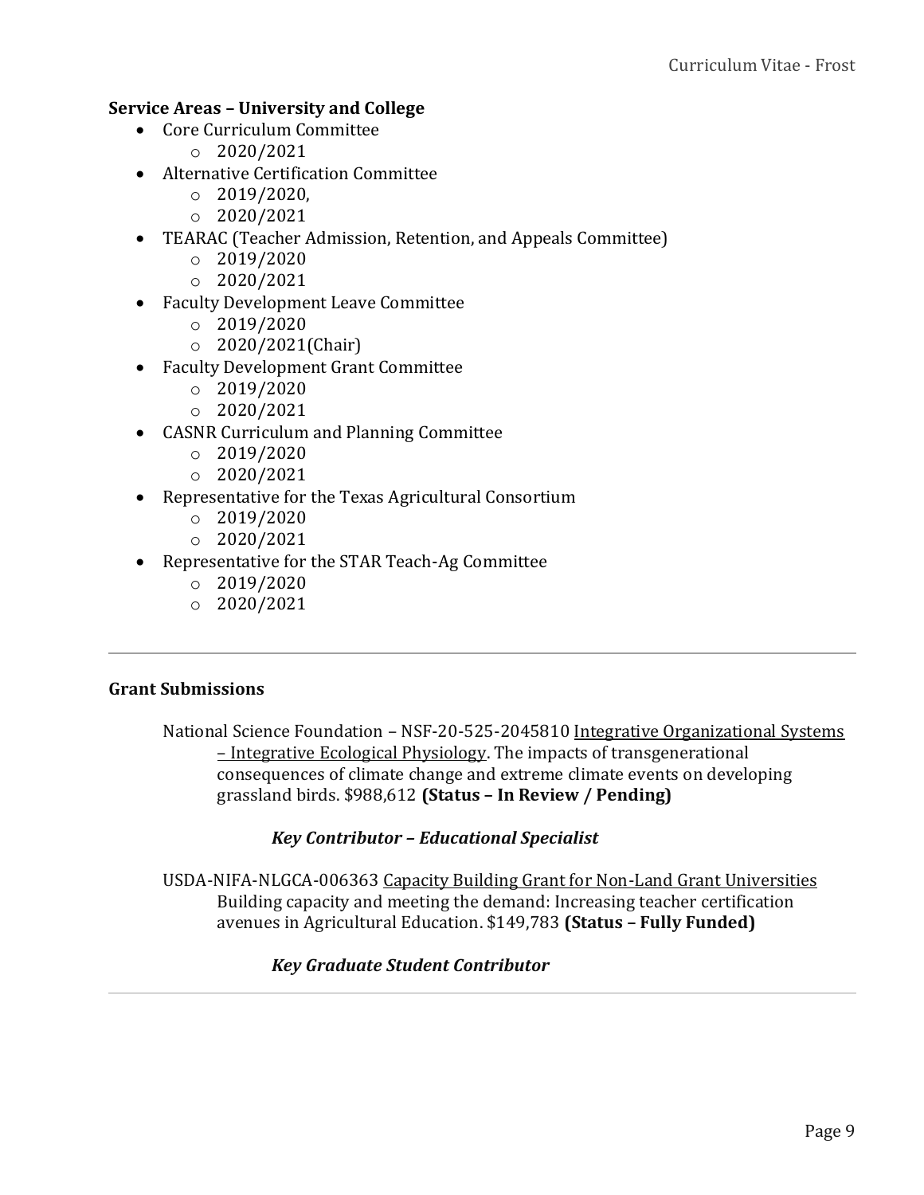### Service Areas – University and College

- Core Curriculum Committee
    - 2020/2021
- Alternative Certification Committee
    - 2019/2020,
    - 2020/2021
- TEARAC (Teacher Admission, Retention, and Appeals Committee)
    - 2019/2020
    - 2020/2021
- Faculty Development Leave Committee
    - 2019/2020
    - 2020/2021(Chair)
- Faculty Development Grant Committee
    - 2019/2020
    - 2020/2021
- CASNR Curriculum and Planning Committee
    - 2019/2020
    - 2020/2021
- Representative for the Texas Agricultural Consortium
    - 2019/2020
    - 2020/2021
- Representative for the STAR Teach-Ag Committee
    - 2019/2020
    - 2020/2021

---

### Grant Submissions

National Science Foundation – NSF-20-525-2045810 <u>Integrative Organizational Systems – Integrative Ecological Physiology</u>. The impacts of transgenerational consequences of climate change and extreme climate events on developing grassland birds. $988,612 **(Status – In Review / Pending)**

***Key Contributor – Educational Specialist***

USDA-NIFA-NLGCA-006363 <u>Capacity Building Grant for Non-Land Grant Universities</u> Building capacity and meeting the demand: Increasing teacher certification avenues in Agricultural Education. $149,783 **(Status – Fully Funded)**

***Key Graduate Student Contributor***

---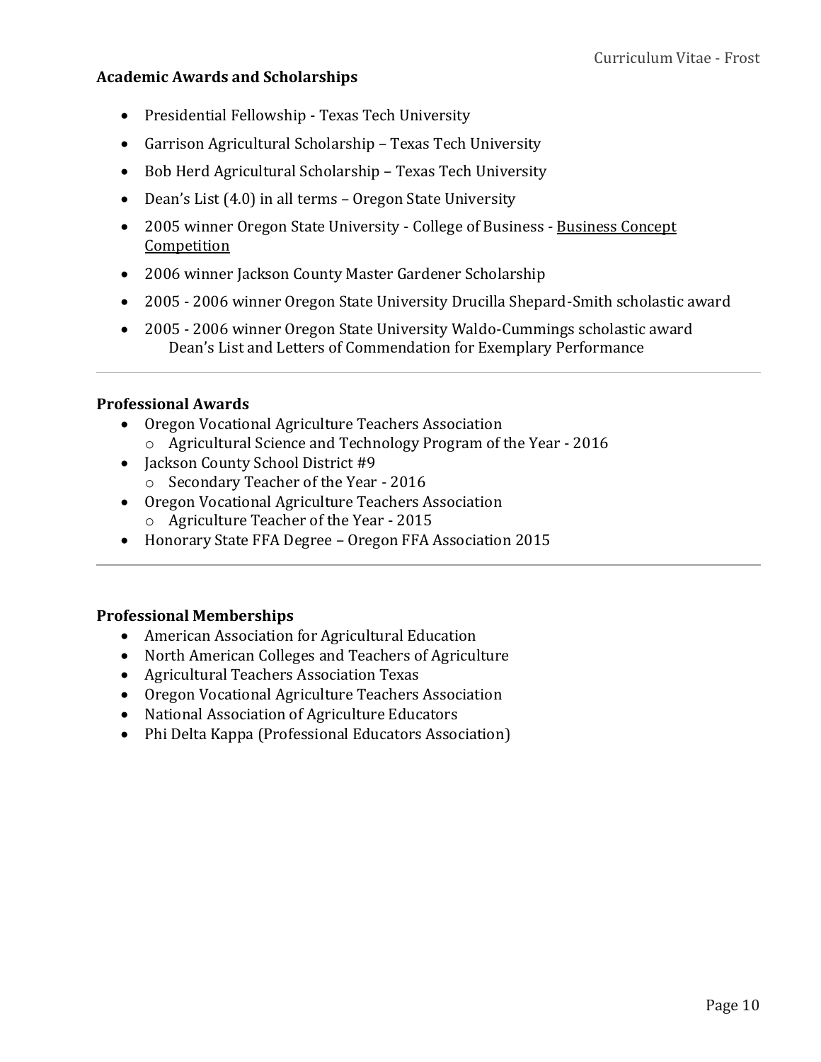### Academic Awards and Scholarships

- Presidential Fellowship - Texas Tech University
- Garrison Agricultural Scholarship – Texas Tech University
- Bob Herd Agricultural Scholarship – Texas Tech University
- Dean's List (4.0) in all terms – Oregon State University
- 2005 winner Oregon State University - College of Business - Business Concept Competition
- 2006 winner Jackson County Master Gardener Scholarship
- 2005 - 2006 winner Oregon State University Drucilla Shepard-Smith scholastic award
- 2005 - 2006 winner Oregon State University Waldo-Cummings scholastic award
  Dean's List and Letters of Commendation for Exemplary Performance

---

### Professional Awards

- Oregon Vocational Agriculture Teachers Association
  - Agricultural Science and Technology Program of the Year - 2016
- Jackson County School District #9
  - Secondary Teacher of the Year - 2016
- Oregon Vocational Agriculture Teachers Association
  - Agriculture Teacher of the Year - 2015
- Honorary State FFA Degree – Oregon FFA Association 2015

---

### Professional Memberships

- American Association for Agricultural Education
- North American Colleges and Teachers of Agriculture
- Agricultural Teachers Association Texas
- Oregon Vocational Agriculture Teachers Association
- National Association of Agriculture Educators
- Phi Delta Kappa (Professional Educators Association)